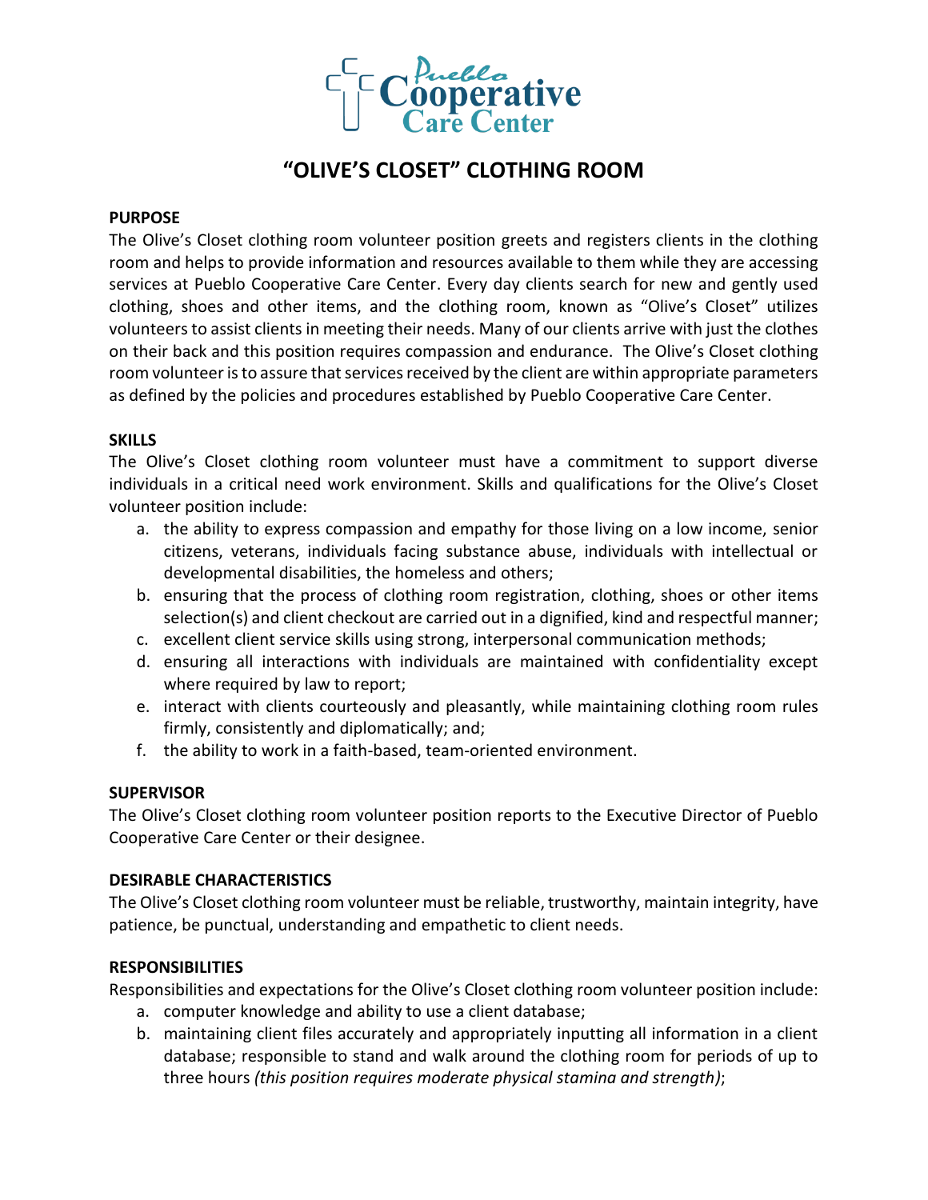Pueblo Cooperative Care Center

# "OLIVE'S CLOSET" CLOTHING ROOM

**PURPOSE**

The Olive's Closet clothing room volunteer position greets and registers clients in the clothing room and helps to provide information and resources available to them while they are accessing services at Pueblo Cooperative Care Center. Every day clients search for new and gently used clothing, shoes and other items, and the clothing room, known as "Olive's Closet" utilizes volunteers to assist clients in meeting their needs. Many of our clients arrive with just the clothes on their back and this position requires compassion and endurance. The Olive's Closet clothing room volunteer is to assure that services received by the client are within appropriate parameters as defined by the policies and procedures established by Pueblo Cooperative Care Center.

**SKILLS**

The Olive's Closet clothing room volunteer must have a commitment to support diverse individuals in a critical need work environment. Skills and qualifications for the Olive's Closet volunteer position include:

a. the ability to express compassion and empathy for those living on a low income, senior citizens, veterans, individuals facing substance abuse, individuals with intellectual or developmental disabilities, the homeless and others;
b. ensuring that the process of clothing room registration, clothing, shoes or other items selection(s) and client checkout are carried out in a dignified, kind and respectful manner;
c. excellent client service skills using strong, interpersonal communication methods;
d. ensuring all interactions with individuals are maintained with confidentiality except where required by law to report;
e. interact with clients courteously and pleasantly, while maintaining clothing room rules firmly, consistently and diplomatically; and;
f. the ability to work in a faith-based, team-oriented environment.

**SUPERVISOR**

The Olive's Closet clothing room volunteer position reports to the Executive Director of Pueblo Cooperative Care Center or their designee.

**DESIRABLE CHARACTERISTICS**

The Olive's Closet clothing room volunteer must be reliable, trustworthy, maintain integrity, have patience, be punctual, understanding and empathetic to client needs.

**RESPONSIBILITIES**

Responsibilities and expectations for the Olive's Closet clothing room volunteer position include:

a. computer knowledge and ability to use a client database;
b. maintaining client files accurately and appropriately inputting all information in a client database; responsible to stand and walk around the clothing room for periods of up to three hours *(this position requires moderate physical stamina and strength)*;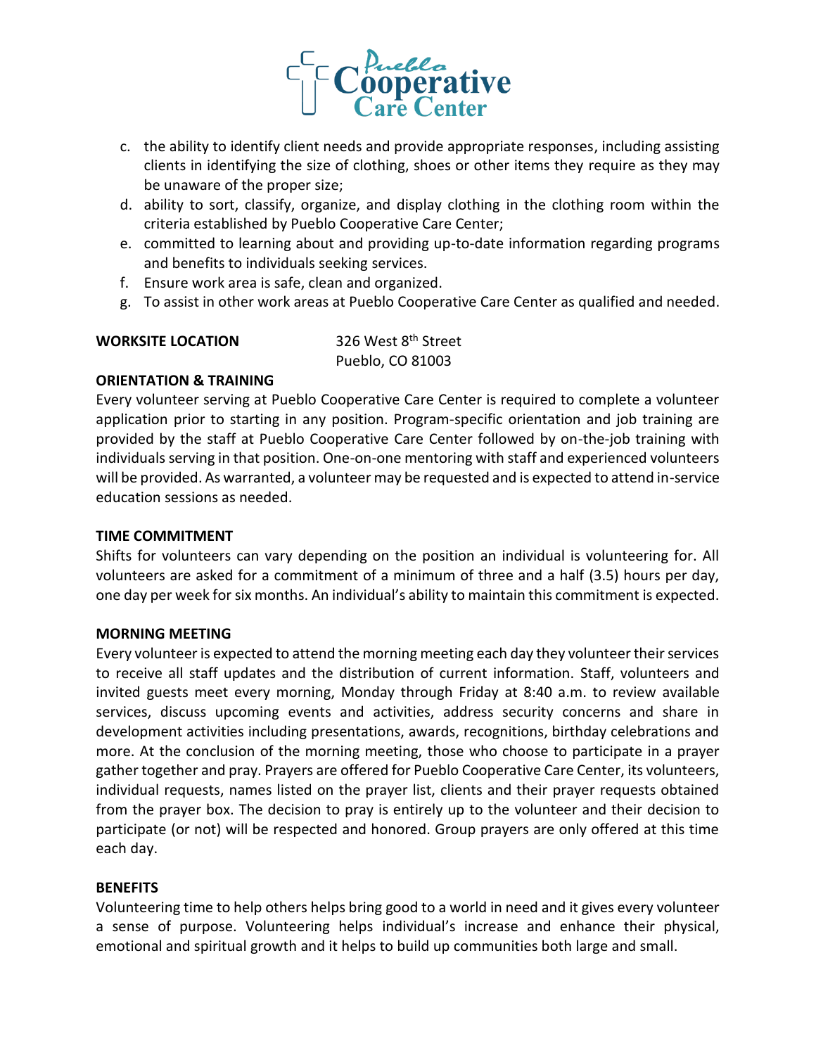c. the ability to identify client needs and provide appropriate responses, including assisting clients in identifying the size of clothing, shoes or other items they require as they may be unaware of the proper size;

d. ability to sort, classify, organize, and display clothing in the clothing room within the criteria established by Pueblo Cooperative Care Center;

e. committed to learning about and providing up-to-date information regarding programs and benefits to individuals seeking services.

f. Ensure work area is safe, clean and organized.

g. To assist in other work areas at Pueblo Cooperative Care Center as qualified and needed.

**WORKSITE LOCATION**

326 West 8th Street
Pueblo, CO 81003

**ORIENTATION & TRAINING**

Every volunteer serving at Pueblo Cooperative Care Center is required to complete a volunteer application prior to starting in any position. Program-specific orientation and job training are provided by the staff at Pueblo Cooperative Care Center followed by on-the-job training with individuals serving in that position. One-on-one mentoring with staff and experienced volunteers will be provided. As warranted, a volunteer may be requested and is expected to attend in-service education sessions as needed.

**TIME COMMITMENT**

Shifts for volunteers can vary depending on the position an individual is volunteering for. All volunteers are asked for a commitment of a minimum of three and a half (3.5) hours per day, one day per week for six months. An individual's ability to maintain this commitment is expected.

**MORNING MEETING**

Every volunteer is expected to attend the morning meeting each day they volunteer their services to receive all staff updates and the distribution of current information. Staff, volunteers and invited guests meet every morning, Monday through Friday at 8:40 a.m. to review available services, discuss upcoming events and activities, address security concerns and share in development activities including presentations, awards, recognitions, birthday celebrations and more. At the conclusion of the morning meeting, those who choose to participate in a prayer gather together and pray. Prayers are offered for Pueblo Cooperative Care Center, its volunteers, individual requests, names listed on the prayer list, clients and their prayer requests obtained from the prayer box. The decision to pray is entirely up to the volunteer and their decision to participate (or not) will be respected and honored. Group prayers are only offered at this time each day.

**BENEFITS**

Volunteering time to help others helps bring good to a world in need and it gives every volunteer a sense of purpose. Volunteering helps individual's increase and enhance their physical, emotional and spiritual growth and it helps to build up communities both large and small.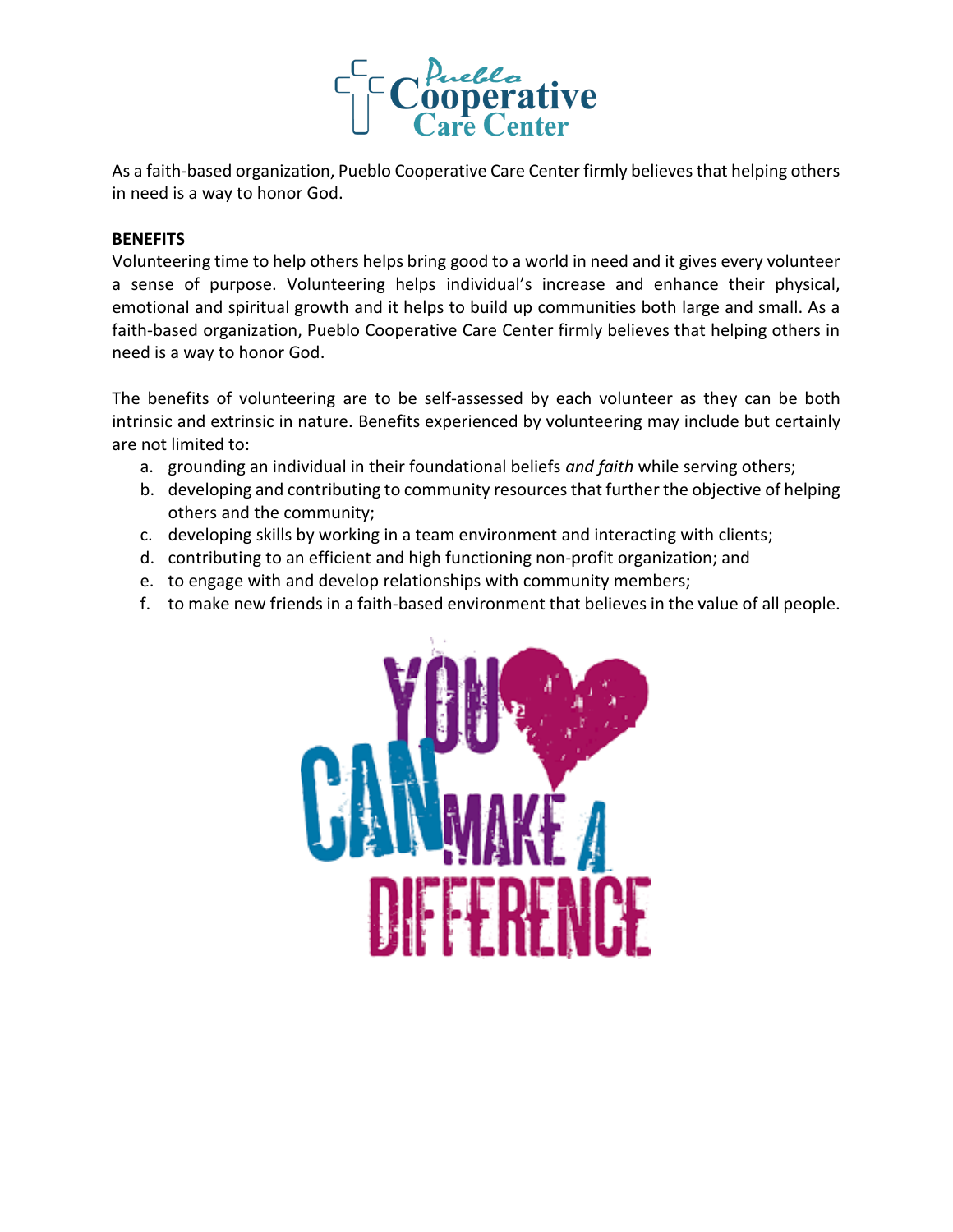As a faith-based organization, Pueblo Cooperative Care Center firmly believes that helping others in need is a way to honor God.

**BENEFITS**

Volunteering time to help others helps bring good to a world in need and it gives every volunteer a sense of purpose. Volunteering helps individual's increase and enhance their physical, emotional and spiritual growth and it helps to build up communities both large and small. As a faith-based organization, Pueblo Cooperative Care Center firmly believes that helping others in need is a way to honor God.

The benefits of volunteering are to be self-assessed by each volunteer as they can be both intrinsic and extrinsic in nature. Benefits experienced by volunteering may include but certainly are not limited to:

a. grounding an individual in their foundational beliefs *and faith* while serving others;
b. developing and contributing to community resources that further the objective of helping others and the community;
c. developing skills by working in a team environment and interacting with clients;
d. contributing to an efficient and high functioning non-profit organization; and
e. to engage with and develop relationships with community members;
f. to make new friends in a faith-based environment that believes in the value of all people.

YOU CAN MAKE A DIFFERENCE